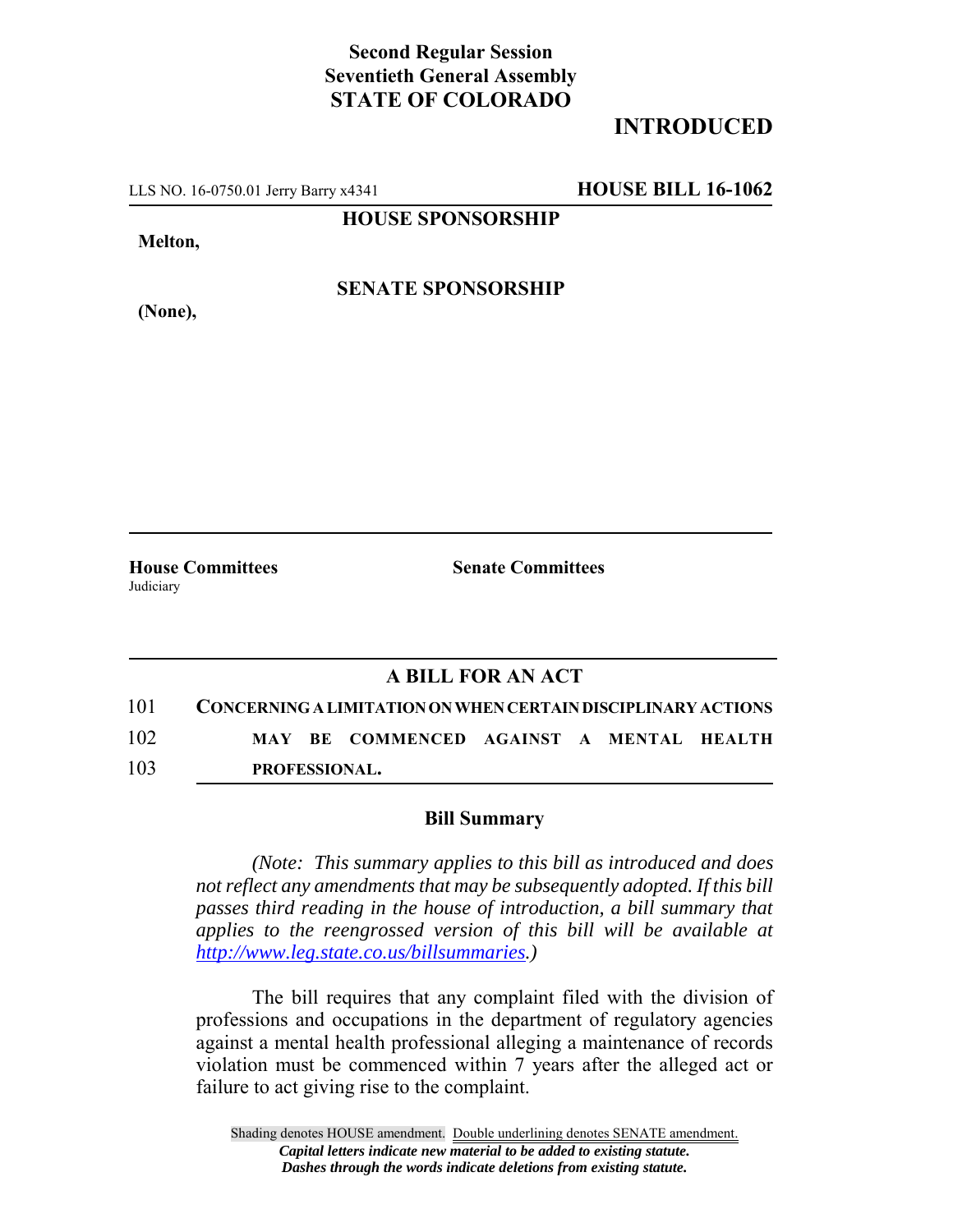**Second Regular Session**
**Seventieth General Assembly**
**STATE OF COLORADO**

# INTRODUCED

LLS NO. 16-0750.01 Jerry Barry x4341 **HOUSE BILL 16-1062**

**HOUSE SPONSORSHIP**

**Melton,**

**SENATE SPONSORSHIP**

**(None),**

**House Committees**
Judiciary

**Senate Committees**

## A BILL FOR AN ACT

101 **CONCERNING A LIMITATION ON WHEN CERTAIN DISCIPLINARY ACTIONS**
102 **MAY BE COMMENCED AGAINST A MENTAL HEALTH**
103 **PROFESSIONAL.**

### Bill Summary

*(Note: This summary applies to this bill as introduced and does not reflect any amendments that may be subsequently adopted. If this bill passes third reading in the house of introduction, a bill summary that applies to the reengrossed version of this bill will be available at http://www.leg.state.co.us/billsummaries.)*

The bill requires that any complaint filed with the division of professions and occupations in the department of regulatory agencies against a mental health professional alleging a maintenance of records violation must be commenced within 7 years after the alleged act or failure to act giving rise to the complaint.

Shading denotes HOUSE amendment. Double underlining denotes SENATE amendment.
***Capital letters indicate new material to be added to existing statute.***
***Dashes through the words indicate deletions from existing statute.***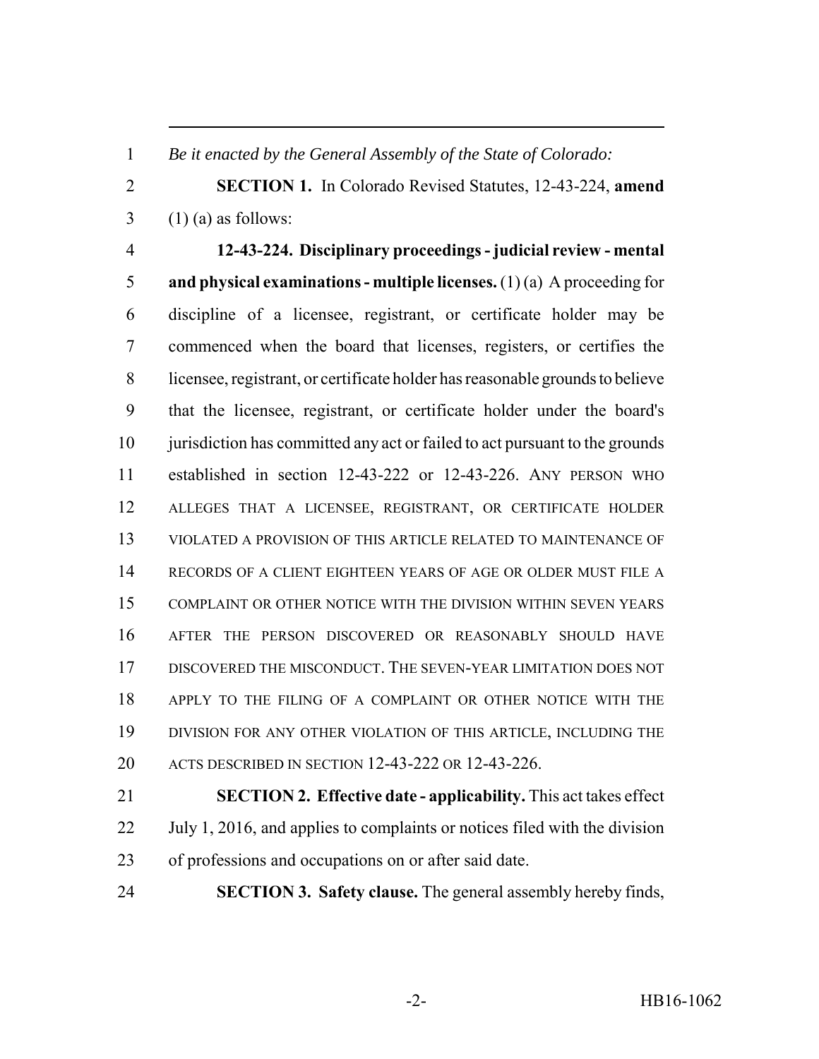*Be it enacted by the General Assembly of the State of Colorado:*

**SECTION 1.** In Colorado Revised Statutes, 12-43-224, **amend** (1) (a) as follows:

**12-43-224. Disciplinary proceedings - judicial review - mental and physical examinations - multiple licenses.** (1) (a) A proceeding for discipline of a licensee, registrant, or certificate holder may be commenced when the board that licenses, registers, or certifies the licensee, registrant, or certificate holder has reasonable grounds to believe that the licensee, registrant, or certificate holder under the board's jurisdiction has committed any act or failed to act pursuant to the grounds established in section 12-43-222 or 12-43-226. ANY PERSON WHO ALLEGES THAT A LICENSEE, REGISTRANT, OR CERTIFICATE HOLDER VIOLATED A PROVISION OF THIS ARTICLE RELATED TO MAINTENANCE OF RECORDS OF A CLIENT EIGHTEEN YEARS OF AGE OR OLDER MUST FILE A COMPLAINT OR OTHER NOTICE WITH THE DIVISION WITHIN SEVEN YEARS AFTER THE PERSON DISCOVERED OR REASONABLY SHOULD HAVE DISCOVERED THE MISCONDUCT. THE SEVEN-YEAR LIMITATION DOES NOT APPLY TO THE FILING OF A COMPLAINT OR OTHER NOTICE WITH THE DIVISION FOR ANY OTHER VIOLATION OF THIS ARTICLE, INCLUDING THE ACTS DESCRIBED IN SECTION 12-43-222 OR 12-43-226.

**SECTION 2. Effective date - applicability.** This act takes effect July 1, 2016, and applies to complaints or notices filed with the division of professions and occupations on or after said date.

**SECTION 3. Safety clause.** The general assembly hereby finds,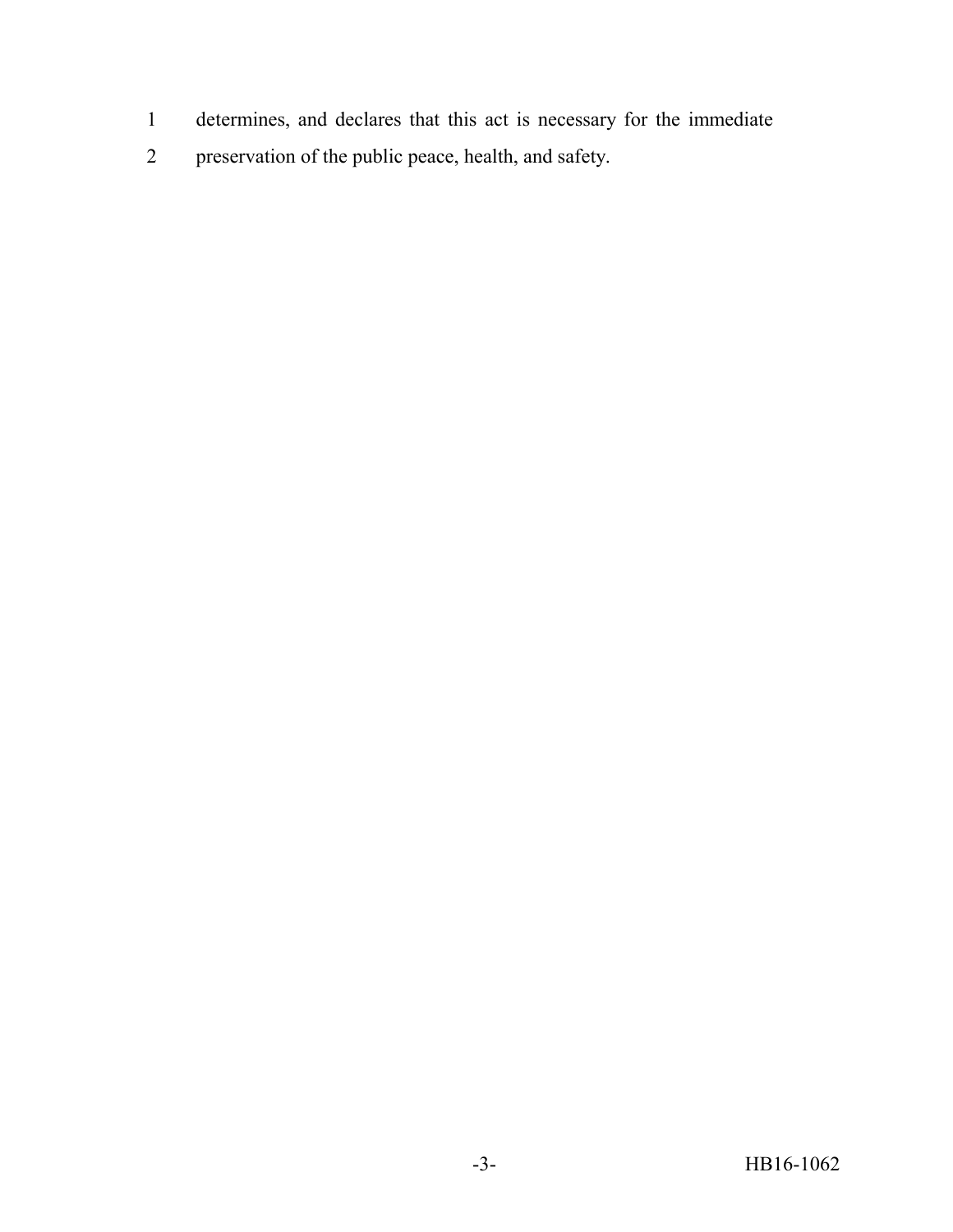1 determines, and declares that this act is necessary for the immediate
2 preservation of the public peace, health, and safety.